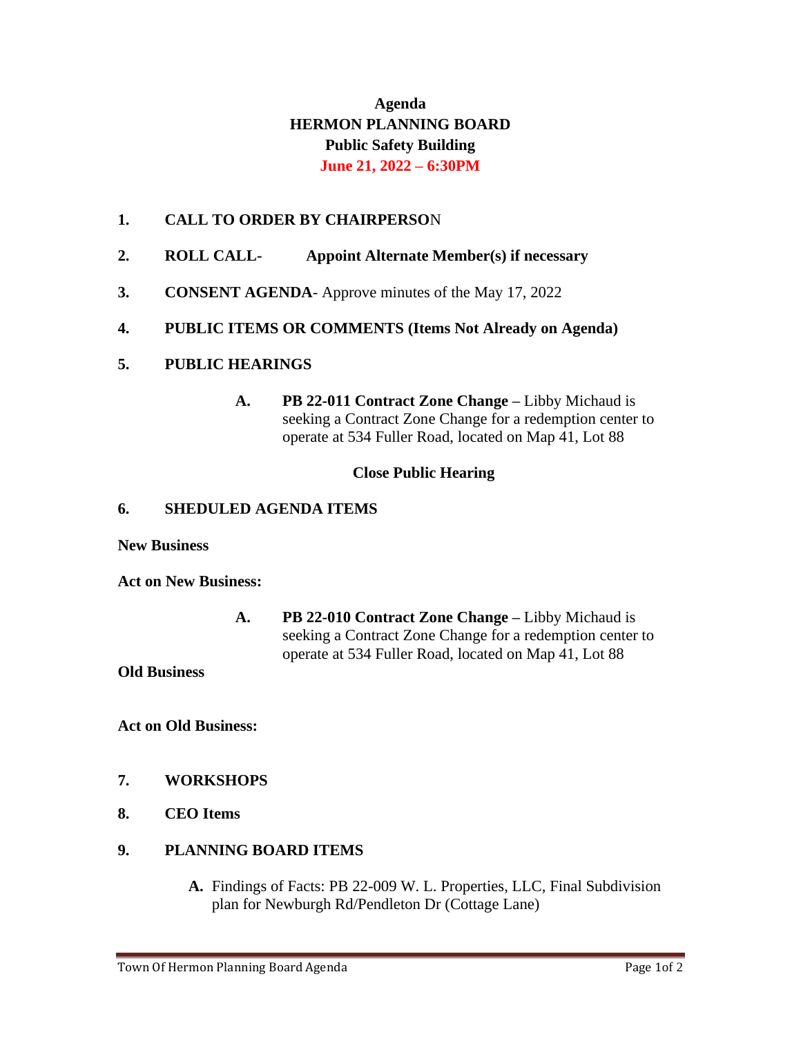# Agenda
## HERMON PLANNING BOARD
## Public Safety Building
## June 21, 2022 – 6:30PM

**1. CALL TO ORDER BY CHAIRPERSON**

**2. ROLL CALL- Appoint Alternate Member(s) if necessary**

**3. CONSENT AGENDA**- Approve minutes of the May 17, 2022

**4. PUBLIC ITEMS OR COMMENTS (Items Not Already on Agenda)**

**5. PUBLIC HEARINGS**

- **A. PB 22-011 Contract Zone Change –** Libby Michaud is seeking a Contract Zone Change for a redemption center to operate at 534 Fuller Road, located on Map 41, Lot 88

**Close Public Hearing**

**6. SHEDULED AGENDA ITEMS**

**New Business**

**Act on New Business:**

- **A. PB 22-010 Contract Zone Change –** Libby Michaud is seeking a Contract Zone Change for a redemption center to operate at 534 Fuller Road, located on Map 41, Lot 88

**Old Business**

**Act on Old Business:**

**7. WORKSHOPS**

**8. CEO Items**

**9. PLANNING BOARD ITEMS**

- **A.** Findings of Facts: PB 22-009 W. L. Properties, LLC, Final Subdivision plan for Newburgh Rd/Pendleton Dr (Cottage Lane)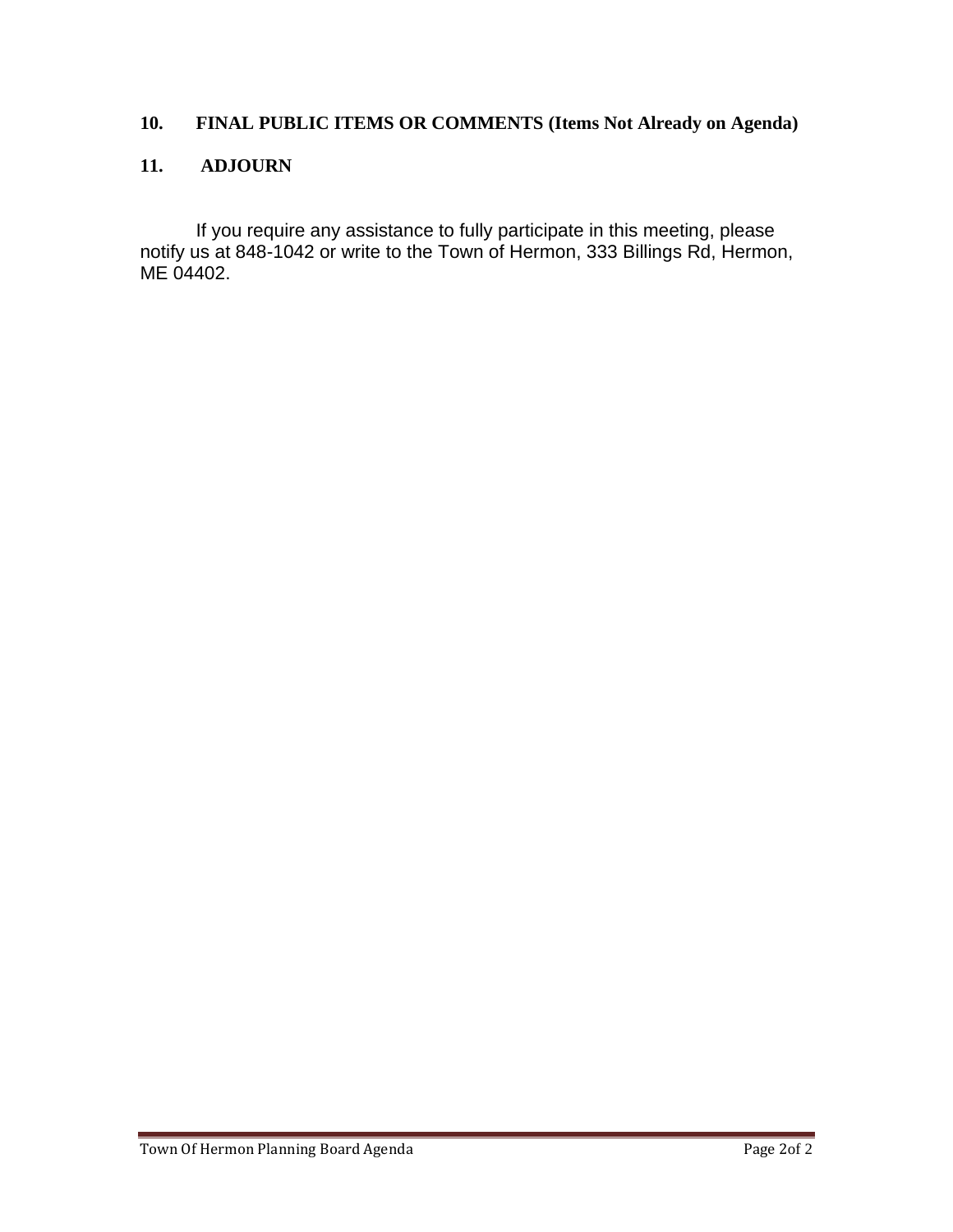**10. FINAL PUBLIC ITEMS OR COMMENTS (Items Not Already on Agenda)**

**11. ADJOURN**

If you require any assistance to fully participate in this meeting, please notify us at 848-1042 or write to the Town of Hermon, 333 Billings Rd, Hermon, ME 04402.